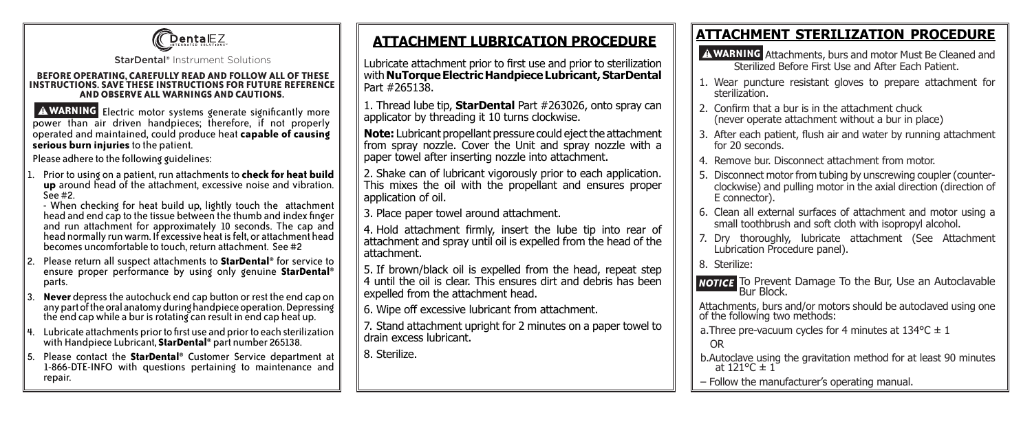DentalEZ

StarDental® Instrument Solutions

**BEFORE OPERATING, CAREFULLY READ AND FOLLOW ALL OF THESE INSTRUCTIONS. SAVE THESE INSTRUCTIONS FOR FUTURE REFERENCE AND OBSERVE ALL WARNINGS AND CAUTIONS.**

**⚠WARNING** Electric motor systems generate significantly more power than air driven handpieces; therefore, if not properly operated and maintained, could produce heat **capable of causing serious burn injuries** to the patient.

Please adhere to the following guidelines:

1. Prior to using on a patient, run attachments to **check for heat build up** around head of the attachment, excessive noise and vibration. See #2.

   - When checking for heat build up, lightly touch the attachment head and end cap to the tissue between the thumb and index finger and run attachment for approximately 10 seconds. The cap and head normally run warm. If excessive heat is felt, or attachment head becomes uncomfortable to touch, return attachment. See #2

2. Please return all suspect attachments to **StarDental®** for service to ensure proper performance by using only genuine **StarDental®** parts.
3. **Never** depress the autochuck end cap button or rest the end cap on any part of the oral anatomy during handpiece operation. Depressing the end cap while a bur is rotating can result in end cap heat up.
4. Lubricate attachments prior to first use and prior to each sterilization with Handpiece Lubricant, **StarDental®** part number 265138.
5. Please contact the **StarDental®** Customer Service department at 1-866-DTE-INFO with questions pertaining to maintenance and repair.

## ATTACHMENT LUBRICATION PROCEDURE

Lubricate attachment prior to first use and prior to sterilization with **NuTorque Electric Handpiece Lubricant, StarDental** Part #265138.

1. Thread lube tip, **StarDental** Part #263026, onto spray can applicator by threading it 10 turns clockwise.

**Note:** Lubricant propellant pressure could eject the attachment from spray nozzle. Cover the Unit and spray nozzle with a paper towel after inserting nozzle into attachment.

2. Shake can of lubricant vigorously prior to each application. This mixes the oil with the propellant and ensures proper application of oil.
3. Place paper towel around attachment.
4. Hold attachment firmly, insert the lube tip into rear of attachment and spray until oil is expelled from the head of the attachment.
5. If brown/black oil is expelled from the head, repeat step 4 until the oil is clear. This ensures dirt and debris has been expelled from the attachment head.
6. Wipe off excessive lubricant from attachment.
7. Stand attachment upright for 2 minutes on a paper towel to drain excess lubricant.
8. Sterilize.

## ATTACHMENT STERILIZATION PROCEDURE

**⚠WARNING** Attachments, burs and motor Must Be Cleaned and Sterilized Before First Use and After Each Patient.

1. Wear puncture resistant gloves to prepare attachment for sterilization.
2. Confirm that a bur is in the attachment chuck (never operate attachment without a bur in place)
3. After each patient, flush air and water by running attachment for 20 seconds.
4. Remove bur. Disconnect attachment from motor.
5. Disconnect motor from tubing by unscrewing coupler (counter-clockwise) and pulling motor in the axial direction (direction of E connector).
6. Clean all external surfaces of attachment and motor using a small toothbrush and soft cloth with isopropyl alcohol.
7. Dry thoroughly, lubricate attachment (See Attachment Lubrication Procedure panel).
8. Sterilize:

**NOTICE** To Prevent Damage To the Bur, Use an Autoclavable Bur Block.

Attachments, burs and/or motors should be autoclaved using one of the following two methods:

a. Three pre-vacuum cycles for 4 minutes at 134°C ± 1

OR

b. Autoclave using the gravitation method for at least 90 minutes at 121°C ± 1

– Follow the manufacturer's operating manual.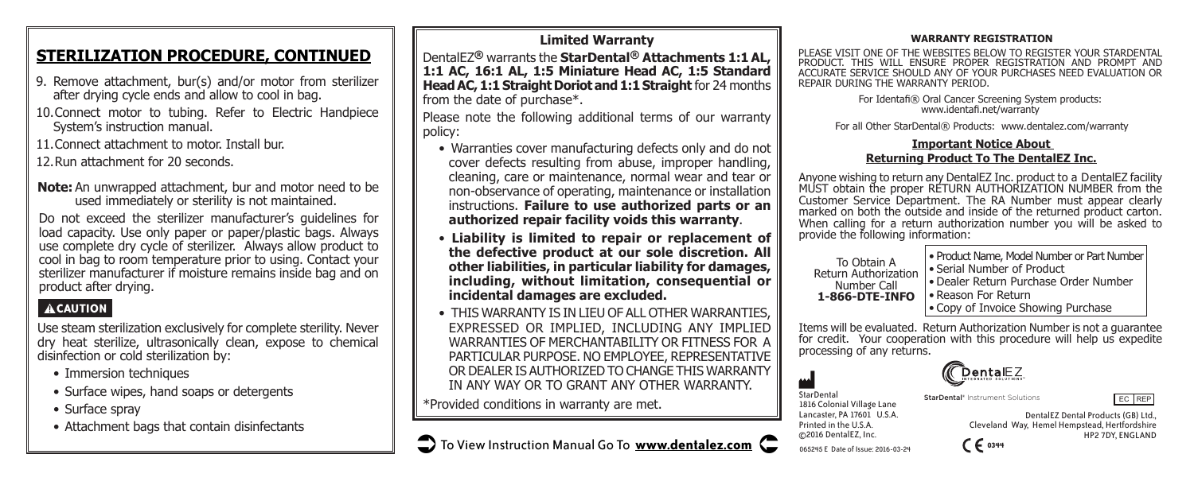## STERILIZATION PROCEDURE, CONTINUED

9. Remove attachment, bur(s) and/or motor from sterilizer after drying cycle ends and allow to cool in bag.
10. Connect motor to tubing. Refer to Electric Handpiece System's instruction manual.
11. Connect attachment to motor. Install bur.
12. Run attachment for 20 seconds.

**Note:** An unwrapped attachment, bur and motor need to be used immediately or sterility is not maintained.

Do not exceed the sterilizer manufacturer's guidelines for load capacity. Use only paper or paper/plastic bags. Always use complete dry cycle of sterilizer. Always allow product to cool in bag to room temperature prior to using. Contact your sterilizer manufacturer if moisture remains inside bag and on product after drying.

**⚠CAUTION**

Use steam sterilization exclusively for complete sterility. Never dry heat sterilize, ultrasonically clean, expose to chemical disinfection or cold sterilization by:

- Immersion techniques
- Surface wipes, hand soaps or detergents
- Surface spray
- Attachment bags that contain disinfectants

### Limited Warranty

DentalEZ® warrants the **StarDental® Attachments 1:1 AL, 1:1 AC, 16:1 AL, 1:5 Miniature Head AC, 1:5 Standard Head AC, 1:1 Straight Doriot and 1:1 Straight** for 24 months from the date of purchase*.

Please note the following additional terms of our warranty policy:

- Warranties cover manufacturing defects only and do not cover defects resulting from abuse, improper handling, cleaning, care or maintenance, normal wear and tear or non-observance of operating, maintenance or installation instructions. **Failure to use authorized parts or an authorized repair facility voids this warranty**.
- **Liability is limited to repair or replacement of the defective product at our sole discretion. All other liabilities, in particular liability for damages, including, without limitation, consequential or incidental damages are excluded.**
- THIS WARRANTY IS IN LIEU OF ALL OTHER WARRANTIES, EXPRESSED OR IMPLIED, INCLUDING ANY IMPLIED WARRANTIES OF MERCHANTABILITY OR FITNESS FOR A PARTICULAR PURPOSE. NO EMPLOYEE, REPRESENTATIVE OR DEALER IS AUTHORIZED TO CHANGE THIS WARRANTY IN ANY WAY OR TO GRANT ANY OTHER WARRANTY.

*Provided conditions in warranty are met.

To View Instruction Manual Go To **www.dentalez.com**

### WARRANTY REGISTRATION

PLEASE VISIT ONE OF THE WEBSITES BELOW TO REGISTER YOUR STARDENTAL PRODUCT. THIS WILL ENSURE PROPER REGISTRATION AND PROMPT AND ACCURATE SERVICE SHOULD ANY OF YOUR PURCHASES NEED EVALUATION OR REPAIR DURING THE WARRANTY PERIOD.

For Identafi® Oral Cancer Screening System products: www.identafi.net/warranty

For all Other StarDental® Products: www.dentalez.com/warranty

### Important Notice About Returning Product To The DentalEZ Inc.

Anyone wishing to return any DentalEZ Inc. product to a DentalEZ facility MUST obtain the proper RETURN AUTHORIZATION NUMBER from the Customer Service Department. The RA Number must appear clearly marked on both the outside and inside of the returned product carton. When calling for a return authorization number you will be asked to provide the following information:

To Obtain A Return Authorization Number Call **1-866-DTE-INFO**

- Product Name, Model Number or Part Number
- Serial Number of Product
- Dealer Return Purchase Order Number
- Reason For Return
- Copy of Invoice Showing Purchase

Items will be evaluated. Return Authorization Number is not a guarantee for credit. Your cooperation with this procedure will help us expedite processing of any returns.

StarDental
1816 Colonial Village Lane
Lancaster, PA 17601 U.S.A.
Printed in the U.S.A.
©2016 DentalEZ, Inc.

DentalEZ

StarDental® Instrument Solutions

EC REP

DentalEZ Dental Products (GB) Ltd., Cleveland Way, Hemel Hempstead, Hertfordshire HP2 7DY, ENGLAND

CE 0344

065245 E Date of Issue: 2016-03-24